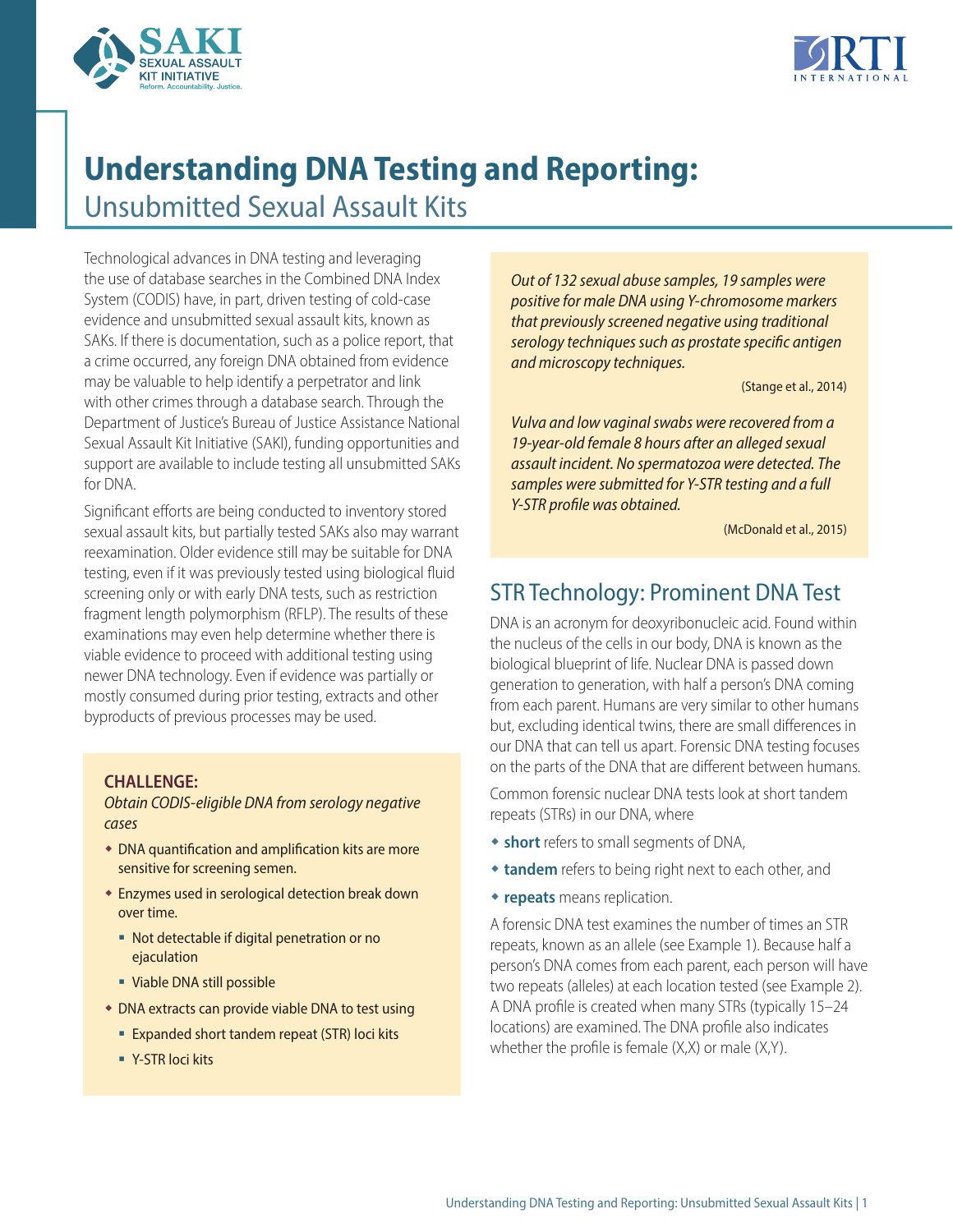# Understanding DNA Testing and Reporting:

## Unsubmitted Sexual Assault Kits

Technological advances in DNA testing and leveraging the use of database searches in the Combined DNA Index System (CODIS) have, in part, driven testing of cold-case evidence and unsubmitted sexual assault kits, known as SAKs. If there is documentation, such as a police report, that a crime occurred, any foreign DNA obtained from evidence may be valuable to help identify a perpetrator and link with other crimes through a database search. Through the Department of Justice's Bureau of Justice Assistance National Sexual Assault Kit Initiative (SAKI), funding opportunities and support are available to include testing all unsubmitted SAKs for DNA.

Significant efforts are being conducted to inventory stored sexual assault kits, but partially tested SAKs also may warrant reexamination. Older evidence still may be suitable for DNA testing, even if it was previously tested using biological fluid screening only or with early DNA tests, such as restriction fragment length polymorphism (RFLP). The results of these examinations may even help determine whether there is viable evidence to proceed with additional testing using newer DNA technology. Even if evidence was partially or mostly consumed during prior testing, extracts and other byproducts of previous processes may be used.

**CHALLENGE:**

*Obtain CODIS-eligible DNA from serology negative cases*

- DNA quantification and amplification kits are more sensitive for screening semen.
- Enzymes used in serological detection break down over time.
  - Not detectable if digital penetration or no ejaculation
  - Viable DNA still possible
- DNA extracts can provide viable DNA to test using
  - Expanded short tandem repeat (STR) loci kits
  - Y-STR loci kits

*Out of 132 sexual abuse samples, 19 samples were positive for male DNA using Y-chromosome markers that previously screened negative using traditional serology techniques such as prostate specific antigen and microscopy techniques.*

(Stange et al., 2014)

*Vulva and low vaginal swabs were recovered from a 19-year-old female 8 hours after an alleged sexual assault incident. No spermatozoa were detected. The samples were submitted for Y-STR testing and a full Y-STR profile was obtained.*

(McDonald et al., 2015)

## STR Technology: Prominent DNA Test

DNA is an acronym for deoxyribonucleic acid. Found within the nucleus of the cells in our body, DNA is known as the biological blueprint of life. Nuclear DNA is passed down generation to generation, with half a person's DNA coming from each parent. Humans are very similar to other humans but, excluding identical twins, there are small differences in our DNA that can tell us apart. Forensic DNA testing focuses on the parts of the DNA that are different between humans.

Common forensic nuclear DNA tests look at short tandem repeats (STRs) in our DNA, where

- **short** refers to small segments of DNA,
- **tandem** refers to being right next to each other, and
- **repeats** means replication.

A forensic DNA test examines the number of times an STR repeats, known as an allele (see Example 1). Because half a person's DNA comes from each parent, each person will have two repeats (alleles) at each location tested (see Example 2). A DNA profile is created when many STRs (typically 15–24 locations) are examined. The DNA profile also indicates whether the profile is female (X,X) or male (X,Y).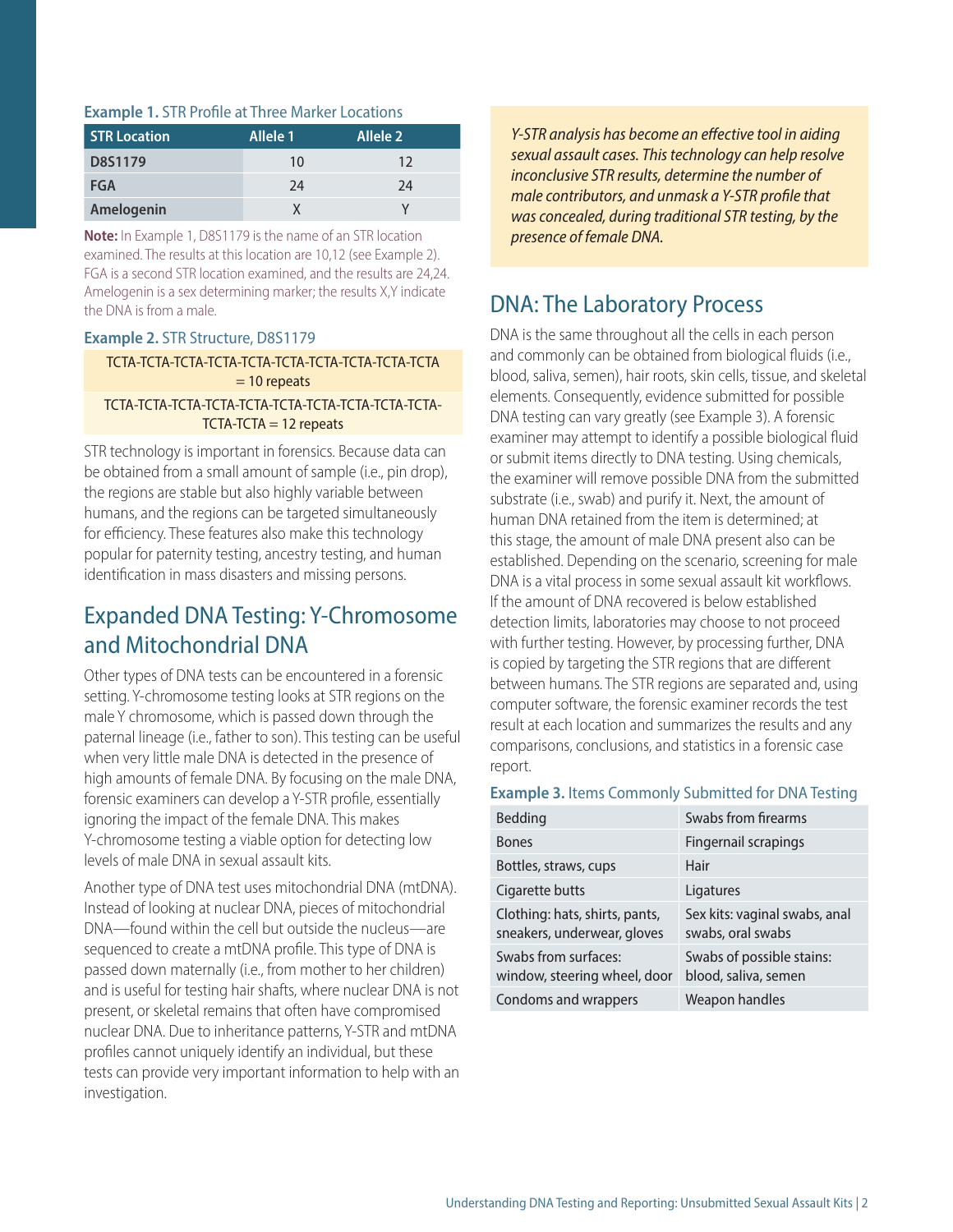**Example 1.** STR Profile at Three Marker Locations

| STR Location | Allele 1 | Allele 2 |
|---|---|---|
| **D8S1179** | 10 | 12 |
| **FGA** | 24 | 24 |
| **Amelogenin** | X | Y |

**Note:** In Example 1, D8S1179 is the name of an STR location examined. The results at this location are 10,12 (see Example 2). FGA is a second STR location examined, and the results are 24,24. Amelogenin is a sex determining marker; the results X,Y indicate the DNA is from a male.

**Example 2.** STR Structure, D8S1179

| |
|---|
| TCTA-TCTA-TCTA-TCTA-TCTA-TCTA-TCTA-TCTA-TCTA-TCTA = 10 repeats |
| TCTA-TCTA-TCTA-TCTA-TCTA-TCTA-TCTA-TCTA-TCTA-TCTA-TCTA-TCTA = 12 repeats |

STR technology is important in forensics. Because data can be obtained from a small amount of sample (i.e., pin drop), the regions are stable but also highly variable between humans, and the regions can be targeted simultaneously for efficiency. These features also make this technology popular for paternity testing, ancestry testing, and human identification in mass disasters and missing persons.

## Expanded DNA Testing: Y-Chromosome and Mitochondrial DNA

Other types of DNA tests can be encountered in a forensic setting. Y-chromosome testing looks at STR regions on the male Y chromosome, which is passed down through the paternal lineage (i.e., father to son). This testing can be useful when very little male DNA is detected in the presence of high amounts of female DNA. By focusing on the male DNA, forensic examiners can develop a Y-STR profile, essentially ignoring the impact of the female DNA. This makes Y-chromosome testing a viable option for detecting low levels of male DNA in sexual assault kits.

Another type of DNA test uses mitochondrial DNA (mtDNA). Instead of looking at nuclear DNA, pieces of mitochondrial DNA—found within the cell but outside the nucleus—are sequenced to create a mtDNA profile. This type of DNA is passed down maternally (i.e., from mother to her children) and is useful for testing hair shafts, where nuclear DNA is not present, or skeletal remains that often have compromised nuclear DNA. Due to inheritance patterns, Y-STR and mtDNA profiles cannot uniquely identify an individual, but these tests can provide very important information to help with an investigation.

*Y-STR analysis has become an effective tool in aiding sexual assault cases. This technology can help resolve inconclusive STR results, determine the number of male contributors, and unmask a Y-STR profile that was concealed, during traditional STR testing, by the presence of female DNA.*

## DNA: The Laboratory Process

DNA is the same throughout all the cells in each person and commonly can be obtained from biological fluids (i.e., blood, saliva, semen), hair roots, skin cells, tissue, and skeletal elements. Consequently, evidence submitted for possible DNA testing can vary greatly (see Example 3). A forensic examiner may attempt to identify a possible biological fluid or submit items directly to DNA testing. Using chemicals, the examiner will remove possible DNA from the submitted substrate (i.e., swab) and purify it. Next, the amount of human DNA retained from the item is determined; at this stage, the amount of male DNA present also can be established. Depending on the scenario, screening for male DNA is a vital process in some sexual assault kit workflows. If the amount of DNA recovered is below established detection limits, laboratories may choose to not proceed with further testing. However, by processing further, DNA is copied by targeting the STR regions that are different between humans. The STR regions are separated and, using computer software, the forensic examiner records the test result at each location and summarizes the results and any comparisons, conclusions, and statistics in a forensic case report.

**Example 3.** Items Commonly Submitted for DNA Testing

| | |
|---|---|
| Bedding | Swabs from firearms |
| Bones | Fingernail scrapings |
| Bottles, straws, cups | Hair |
| Cigarette butts | Ligatures |
| Clothing: hats, shirts, pants, sneakers, underwear, gloves | Sex kits: vaginal swabs, anal swabs, oral swabs |
| Swabs from surfaces: window, steering wheel, door | Swabs of possible stains: blood, saliva, semen |
| Condoms and wrappers | Weapon handles |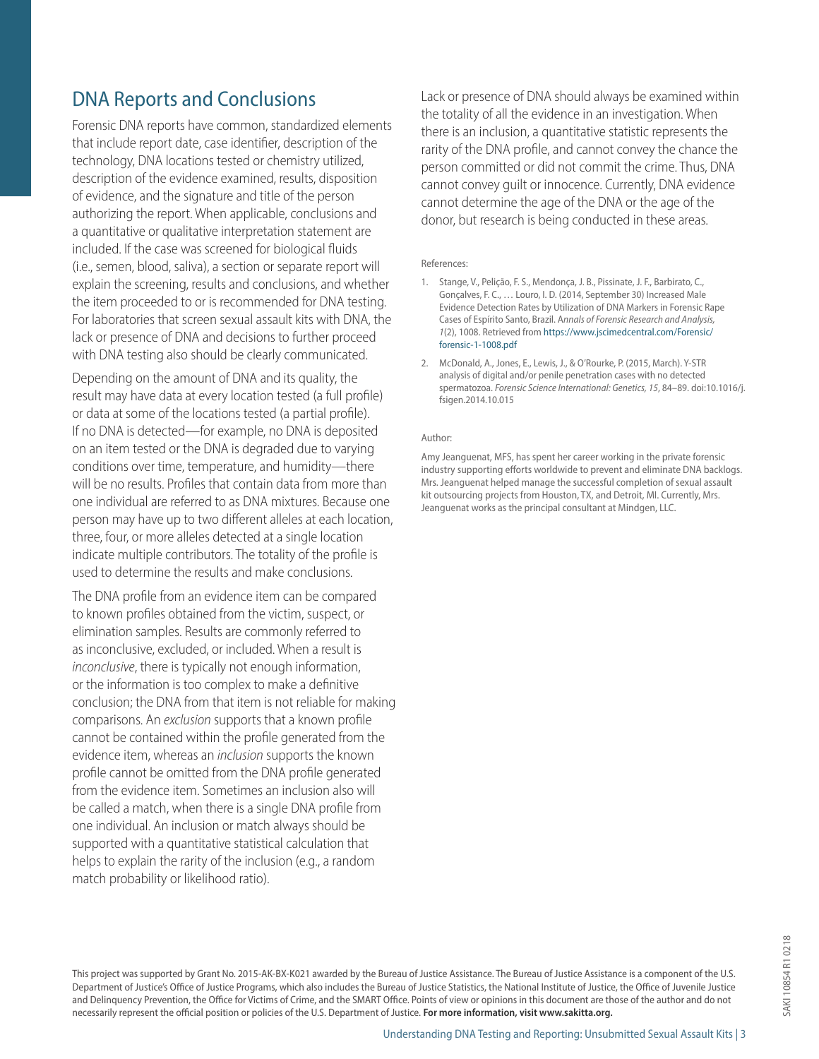## DNA Reports and Conclusions

Forensic DNA reports have common, standardized elements that include report date, case identifier, description of the technology, DNA locations tested or chemistry utilized, description of the evidence examined, results, disposition of evidence, and the signature and title of the person authorizing the report. When applicable, conclusions and a quantitative or qualitative interpretation statement are included. If the case was screened for biological fluids (i.e., semen, blood, saliva), a section or separate report will explain the screening, results and conclusions, and whether the item proceeded to or is recommended for DNA testing. For laboratories that screen sexual assault kits with DNA, the lack or presence of DNA and decisions to further proceed with DNA testing also should be clearly communicated.

Depending on the amount of DNA and its quality, the result may have data at every location tested (a full profile) or data at some of the locations tested (a partial profile). If no DNA is detected—for example, no DNA is deposited on an item tested or the DNA is degraded due to varying conditions over time, temperature, and humidity—there will be no results. Profiles that contain data from more than one individual are referred to as DNA mixtures. Because one person may have up to two different alleles at each location, three, four, or more alleles detected at a single location indicate multiple contributors. The totality of the profile is used to determine the results and make conclusions.

The DNA profile from an evidence item can be compared to known profiles obtained from the victim, suspect, or elimination samples. Results are commonly referred to as inconclusive, excluded, or included. When a result is *inconclusive*, there is typically not enough information, or the information is too complex to make a definitive conclusion; the DNA from that item is not reliable for making comparisons. An *exclusion* supports that a known profile cannot be contained within the profile generated from the evidence item, whereas an *inclusion* supports the known profile cannot be omitted from the DNA profile generated from the evidence item. Sometimes an inclusion also will be called a match, when there is a single DNA profile from one individual. An inclusion or match always should be supported with a quantitative statistical calculation that helps to explain the rarity of the inclusion (e.g., a random match probability or likelihood ratio).

Lack or presence of DNA should always be examined within the totality of all the evidence in an investigation. When there is an inclusion, a quantitative statistic represents the rarity of the DNA profile, and cannot convey the chance the person committed or did not commit the crime. Thus, DNA cannot convey guilt or innocence. Currently, DNA evidence cannot determine the age of the DNA or the age of the donor, but research is being conducted in these areas.

References:

1. Stange, V., Pelição, F. S., Mendonça, J. B., Pissinate, J. F., Barbirato, C., Gonçalves, F. C., … Louro, I. D. (2014, September 30) Increased Male Evidence Detection Rates by Utilization of DNA Markers in Forensic Rape Cases of Espírito Santo, Brazil. *Annals of Forensic Research and Analysis, 1*(2), 1008. Retrieved from https://www.jscimedcentral.com/Forensic/forensic-1-1008.pdf
2. McDonald, A., Jones, E., Lewis, J., & O'Rourke, P. (2015, March). Y-STR analysis of digital and/or penile penetration cases with no detected spermatozoa. *Forensic Science International: Genetics, 15*, 84–89. doi:10.1016/j.fsigen.2014.10.015

Author:

Amy Jeanguenat, MFS, has spent her career working in the private forensic industry supporting efforts worldwide to prevent and eliminate DNA backlogs. Mrs. Jeanguenat helped manage the successful completion of sexual assault kit outsourcing projects from Houston, TX, and Detroit, MI. Currently, Mrs. Jeanguenat works as the principal consultant at Mindgen, LLC.

This project was supported by Grant No. 2015-AK-BX-K021 awarded by the Bureau of Justice Assistance. The Bureau of Justice Assistance is a component of the U.S. Department of Justice's Office of Justice Programs, which also includes the Bureau of Justice Statistics, the National Institute of Justice, the Office of Juvenile Justice and Delinquency Prevention, the Office for Victims of Crime, and the SMART Office. Points of view or opinions in this document are those of the author and do not necessarily represent the official position or policies of the U.S. Department of Justice. **For more information, visit www.sakitta.org.**

SAKI 10854 R1 0218